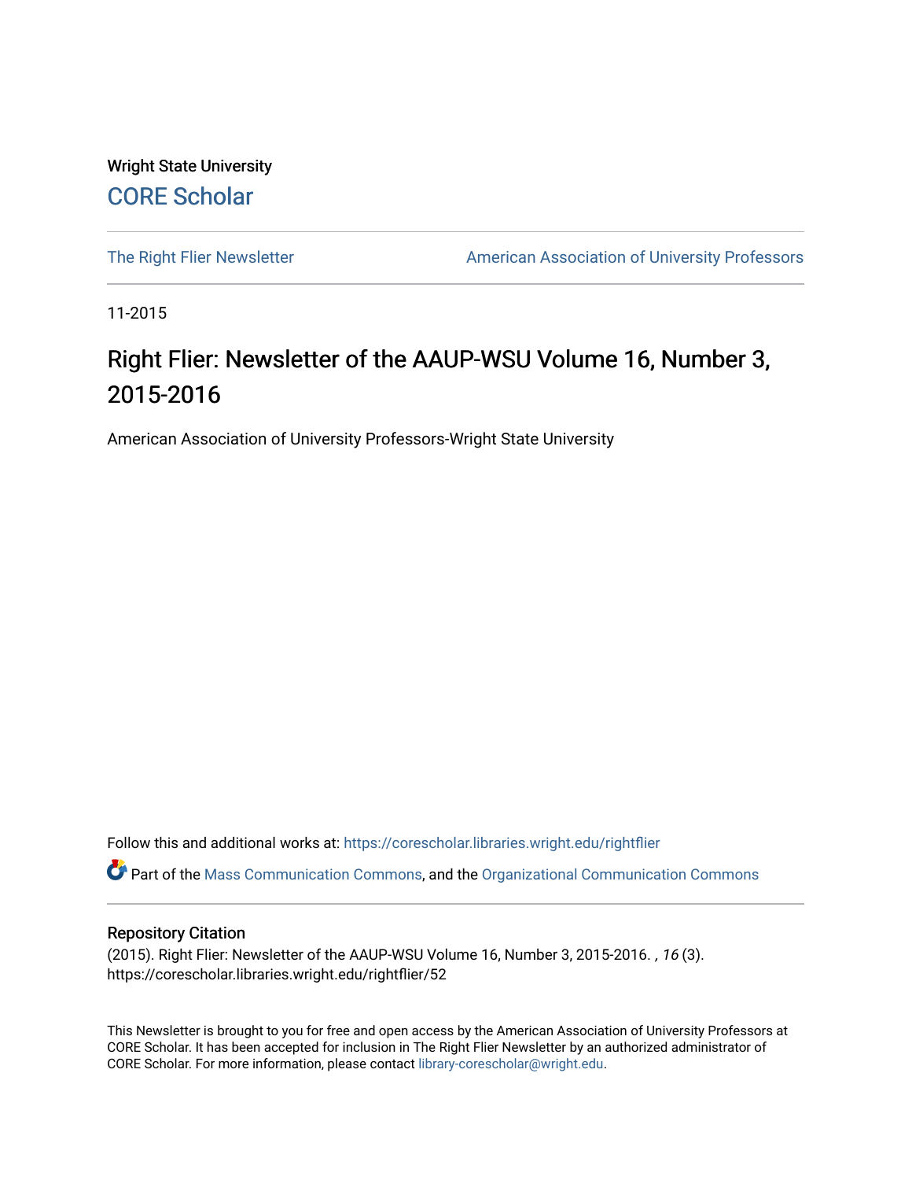Wright State University

CORE Scholar

The Right Flier Newsletter

American Association of University Professors

11-2015

# Right Flier: Newsletter of the AAUP-WSU Volume 16, Number 3, 2015-2016

American Association of University Professors-Wright State University

Follow this and additional works at: https://corescholar.libraries.wright.edu/rightflier

Part of the Mass Communication Commons, and the Organizational Communication Commons

## Repository Citation

(2015). Right Flier: Newsletter of the AAUP-WSU Volume 16, Number 3, 2015-2016. *, 16* (3). https://corescholar.libraries.wright.edu/rightflier/52

This Newsletter is brought to you for free and open access by the American Association of University Professors at CORE Scholar. It has been accepted for inclusion in The Right Flier Newsletter by an authorized administrator of CORE Scholar. For more information, please contact library-corescholar@wright.edu.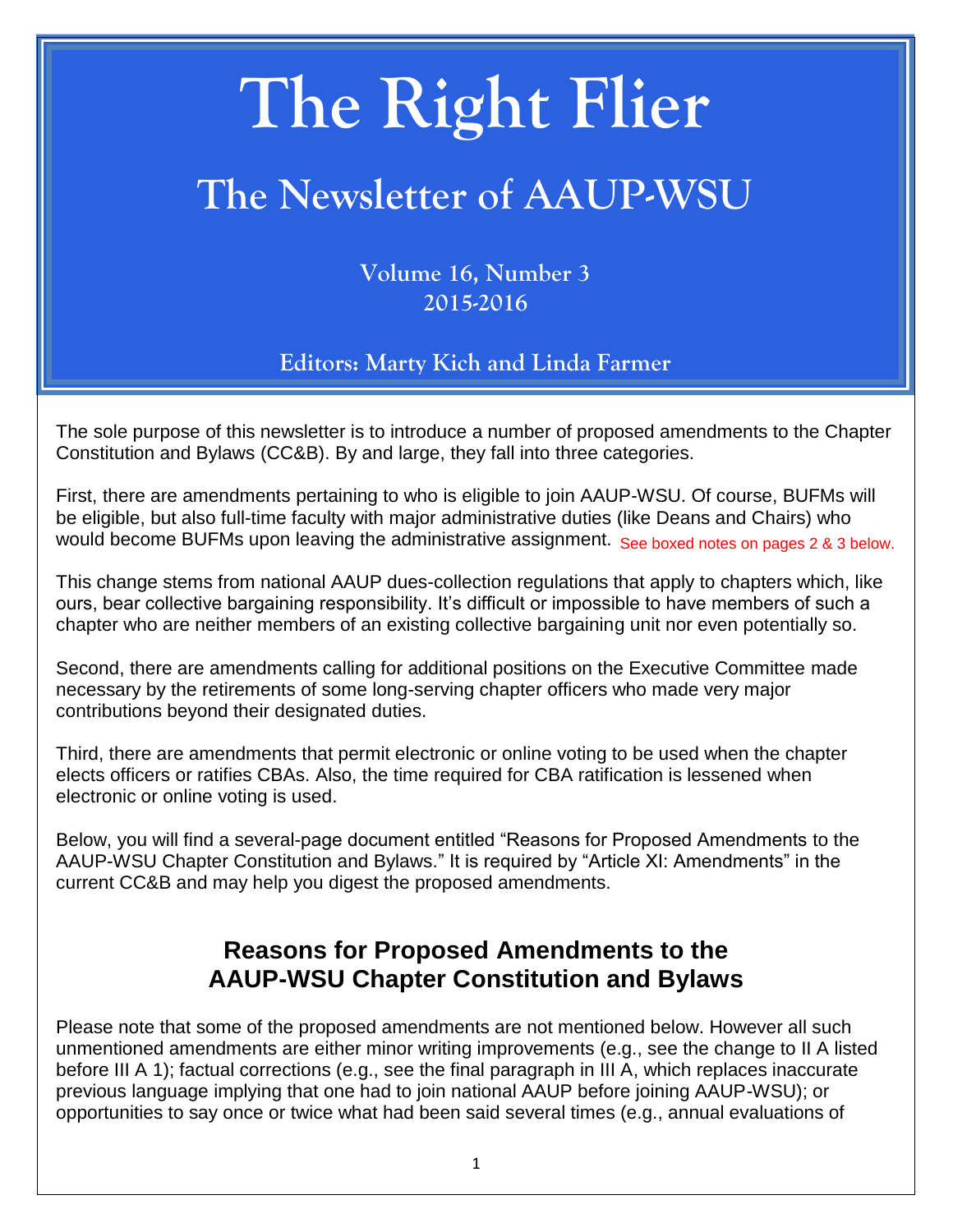# The Right Flier

## The Newsletter of AAUP-WSU

**Volume 16, Number 3**
**2015-2016**

**Editors: Marty Kich and Linda Farmer**

The sole purpose of this newsletter is to introduce a number of proposed amendments to the Chapter Constitution and Bylaws (CC&B). By and large, they fall into three categories.

First, there are amendments pertaining to who is eligible to join AAUP-WSU. Of course, BUFMs will be eligible, but also full-time faculty with major administrative duties (like Deans and Chairs) who would become BUFMs upon leaving the administrative assignment. See boxed notes on pages 2 & 3 below.

This change stems from national AAUP dues-collection regulations that apply to chapters which, like ours, bear collective bargaining responsibility. It's difficult or impossible to have members of such a chapter who are neither members of an existing collective bargaining unit nor even potentially so.

Second, there are amendments calling for additional positions on the Executive Committee made necessary by the retirements of some long-serving chapter officers who made very major contributions beyond their designated duties.

Third, there are amendments that permit electronic or online voting to be used when the chapter elects officers or ratifies CBAs. Also, the time required for CBA ratification is lessened when electronic or online voting is used.

Below, you will find a several-page document entitled "Reasons for Proposed Amendments to the AAUP-WSU Chapter Constitution and Bylaws." It is required by "Article XI: Amendments" in the current CC&B and may help you digest the proposed amendments.

## Reasons for Proposed Amendments to the AAUP-WSU Chapter Constitution and Bylaws

Please note that some of the proposed amendments are not mentioned below. However all such unmentioned amendments are either minor writing improvements (e.g., see the change to II A listed before III A 1); factual corrections (e.g., see the final paragraph in III A, which replaces inaccurate previous language implying that one had to join national AAUP before joining AAUP-WSU); or opportunities to say once or twice what had been said several times (e.g., annual evaluations of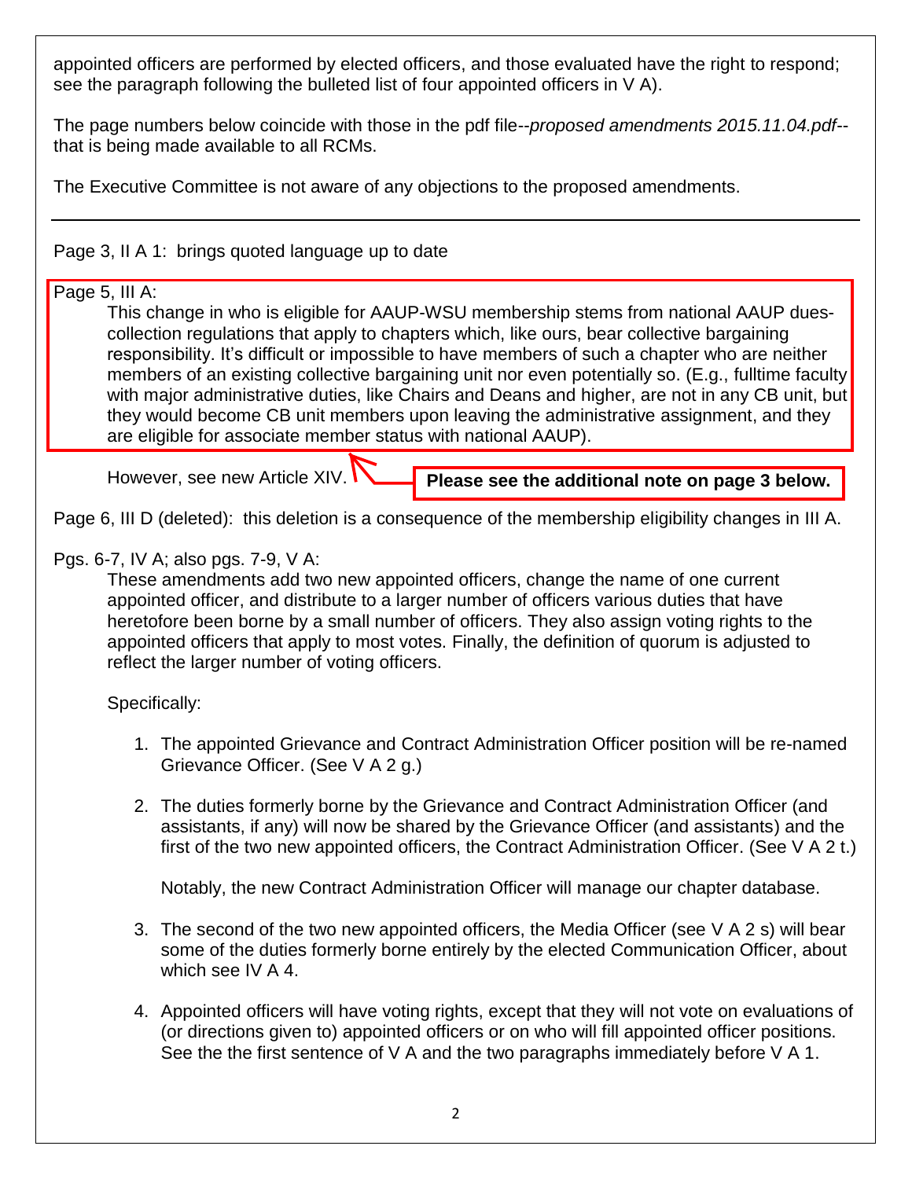appointed officers are performed by elected officers, and those evaluated have the right to respond; see the paragraph following the bulleted list of four appointed officers in V A).

The page numbers below coincide with those in the pdf file--*proposed amendments 2015.11.04.pdf*--that is being made available to all RCMs.

The Executive Committee is not aware of any objections to the proposed amendments.

---

Page 3, II A 1: brings quoted language up to date

Page 5, III A:

> This change in who is eligible for AAUP-WSU membership stems from national AAUP dues-collection regulations that apply to chapters which, like ours, bear collective bargaining responsibility. It's difficult or impossible to have members of such a chapter who are neither members of an existing collective bargaining unit nor even potentially so. (E.g., fulltime faculty with major administrative duties, like Chairs and Deans and higher, are not in any CB unit, but they would become CB unit members upon leaving the administrative assignment, and they are eligible for associate member status with national AAUP).
>
> However, see new Article XIV.

**Please see the additional note on page 3 below.**

Page 6, III D (deleted): this deletion is a consequence of the membership eligibility changes in III A.

Pgs. 6-7, IV A; also pgs. 7-9, V A:

> These amendments add two new appointed officers, change the name of one current appointed officer, and distribute to a larger number of officers various duties that have heretofore been borne by a small number of officers. They also assign voting rights to the appointed officers that apply to most votes. Finally, the definition of quorum is adjusted to reflect the larger number of voting officers.
>
> Specifically:

1. The appointed Grievance and Contract Administration Officer position will be re-named Grievance Officer. (See V A 2 g.)
2. The duties formerly borne by the Grievance and Contract Administration Officer (and assistants, if any) will now be shared by the Grievance Officer (and assistants) and the first of the two new appointed officers, the Contract Administration Officer. (See V A 2 t.)

   Notably, the new Contract Administration Officer will manage our chapter database.
3. The second of the two new appointed officers, the Media Officer (see V A 2 s) will bear some of the duties formerly borne entirely by the elected Communication Officer, about which see IV A 4.
4. Appointed officers will have voting rights, except that they will not vote on evaluations of (or directions given to) appointed officers or on who will fill appointed officer positions. See the the first sentence of V A and the two paragraphs immediately before V A 1.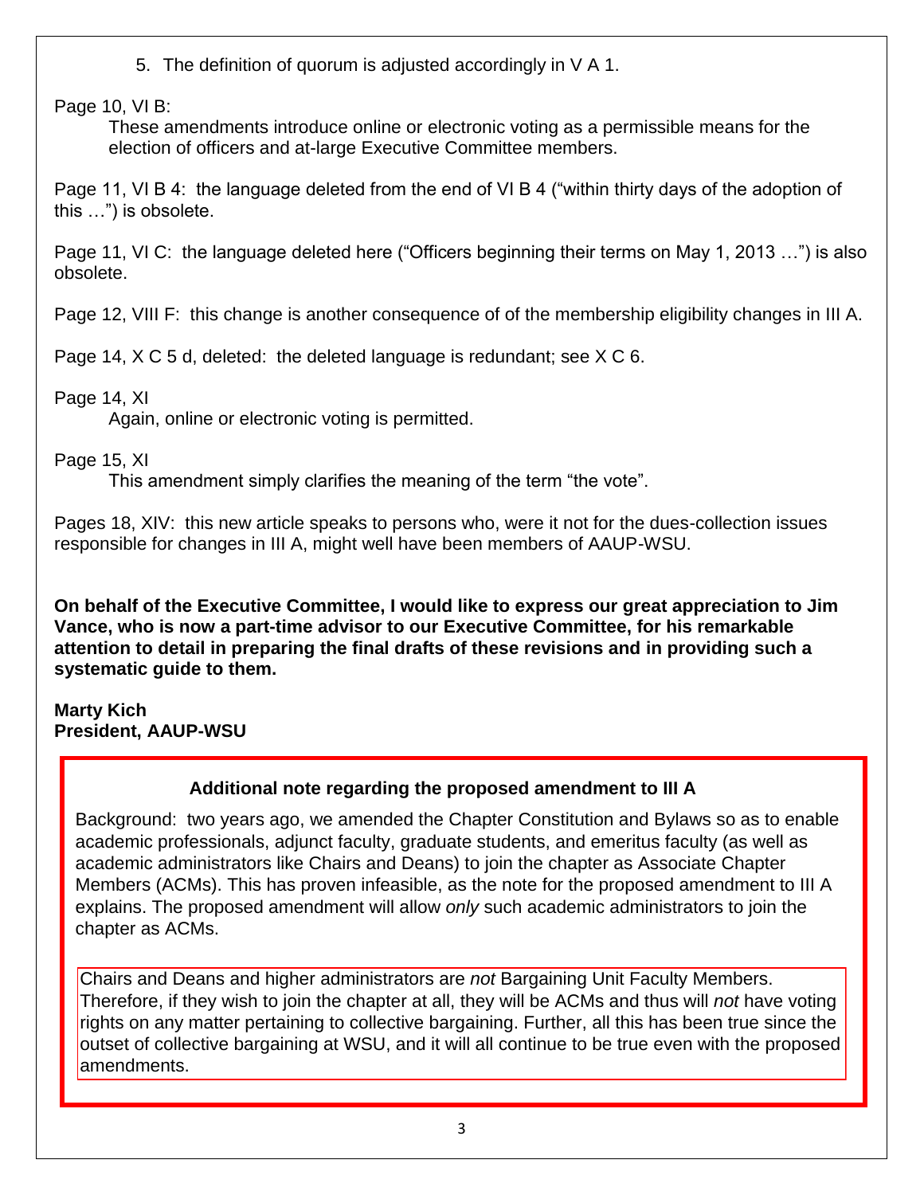5. The definition of quorum is adjusted accordingly in V A 1.

Page 10, VI B:

These amendments introduce online or electronic voting as a permissible means for the election of officers and at-large Executive Committee members.

Page 11, VI B 4: the language deleted from the end of VI B 4 ("within thirty days of the adoption of this …") is obsolete.

Page 11, VI C: the language deleted here ("Officers beginning their terms on May 1, 2013 …") is also obsolete.

Page 12, VIII F: this change is another consequence of of the membership eligibility changes in III A.

Page 14, X C 5 d, deleted: the deleted language is redundant; see X C 6.

Page 14, XI

Again, online or electronic voting is permitted.

Page 15, XI

This amendment simply clarifies the meaning of the term "the vote".

Pages 18, XIV: this new article speaks to persons who, were it not for the dues-collection issues responsible for changes in III A, might well have been members of AAUP-WSU.

**On behalf of the Executive Committee, I would like to express our great appreciation to Jim Vance, who is now a part-time advisor to our Executive Committee, for his remarkable attention to detail in preparing the final drafts of these revisions and in providing such a systematic guide to them.**

**Marty Kich**
**President, AAUP-WSU**

### Additional note regarding the proposed amendment to III A

Background: two years ago, we amended the Chapter Constitution and Bylaws so as to enable academic professionals, adjunct faculty, graduate students, and emeritus faculty (as well as academic administrators like Chairs and Deans) to join the chapter as Associate Chapter Members (ACMs). This has proven infeasible, as the note for the proposed amendment to III A explains. The proposed amendment will allow *only* such academic administrators to join the chapter as ACMs.

Chairs and Deans and higher administrators are *not* Bargaining Unit Faculty Members. Therefore, if they wish to join the chapter at all, they will be ACMs and thus will *not* have voting rights on any matter pertaining to collective bargaining. Further, all this has been true since the outset of collective bargaining at WSU, and it will all continue to be true even with the proposed amendments.